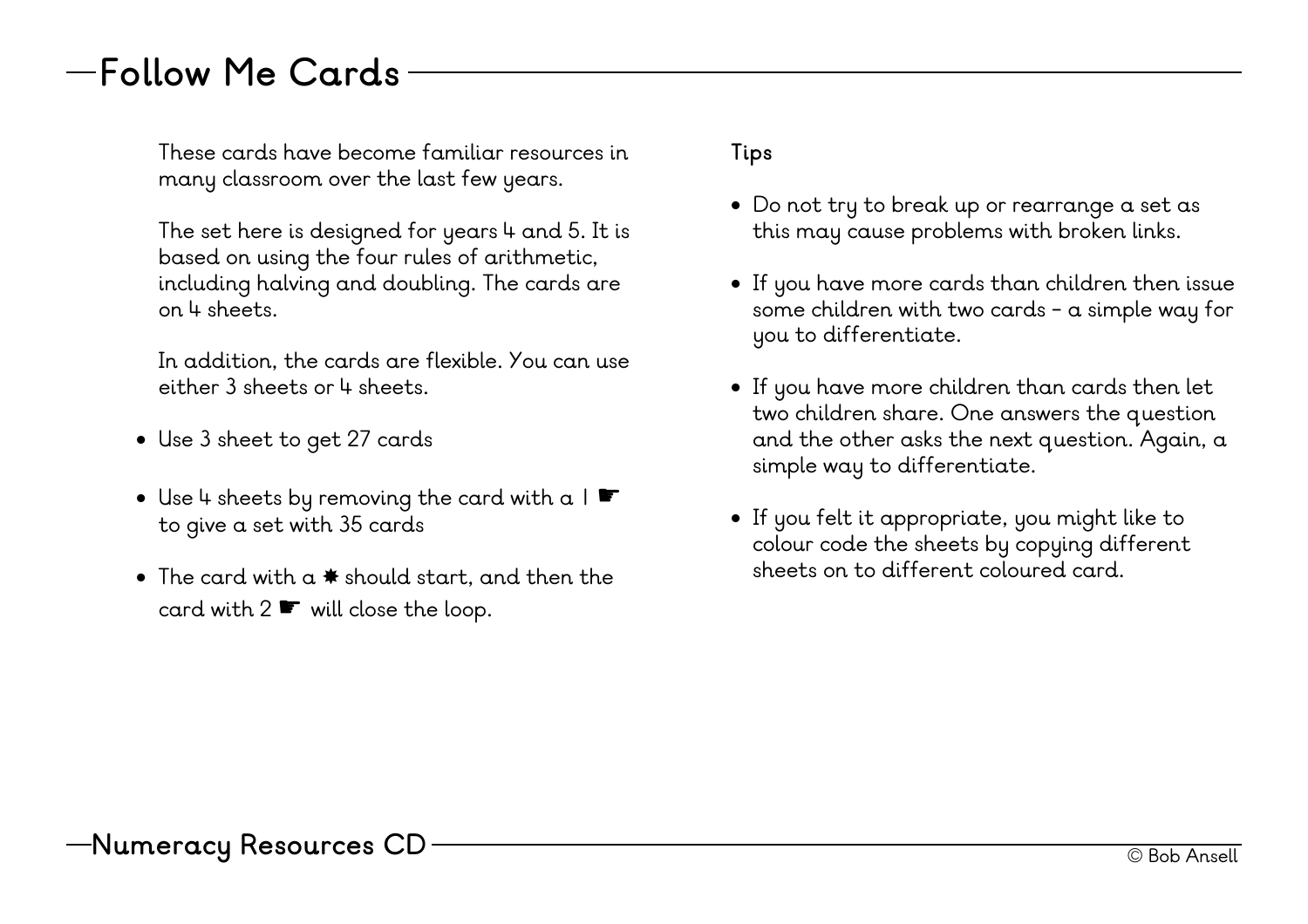# Follow Me Cards

These cards have become familiar resources in many classroom over the last few years.

The set here is designed for years 4 and 5. It is based on using the four rules of arithmetic, including halving and doubling. The cards are on 4 sheets.

In addition, the cards are flexible. You can use either 3 sheets or 4 sheets.

- Use 3 sheet to get 27 cards
- Use 4 sheets by removing the card with a 1 ☛ to give a set with 35 cards
- The card with a ✸ should start, and then the card with 2 ☛ will close the loop.

**Tips**

- Do not try to break up or rearrange a set as this may cause problems with broken links.
- If you have more cards than children then issue some children with two cards – a simple way for you to differentiate.
- If you have more children than cards then let two children share. One answers the question and the other asks the next question. Again, a simple way to differentiate.
- If you felt it appropriate, you might like to colour code the sheets by copying different sheets on to different coloured card.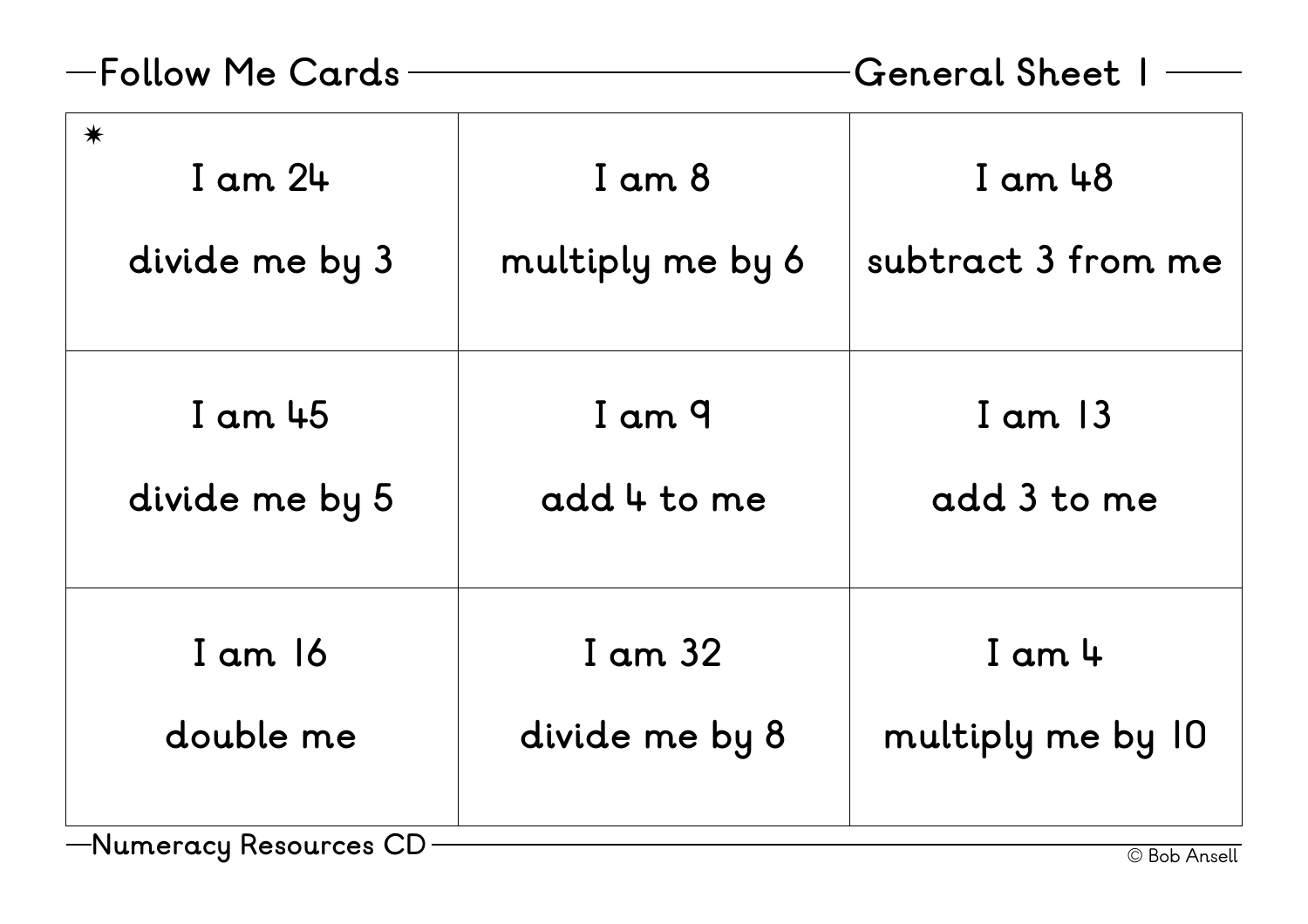## Follow Me Cards — General Sheet 1

| | | |
|---|---|---|
| ✷ I am 24<br>divide me by 3 | I am 8<br>multiply me by 6 | I am 48<br>subtract 3 from me |
| I am 45<br>divide me by 5 | I am 9<br>add 4 to me | I am 13<br>add 3 to me |
| I am 16<br>double me | I am 32<br>divide me by 8 | I am 4<br>multiply me by 10 |

Numeracy Resources CD

© Bob Ansell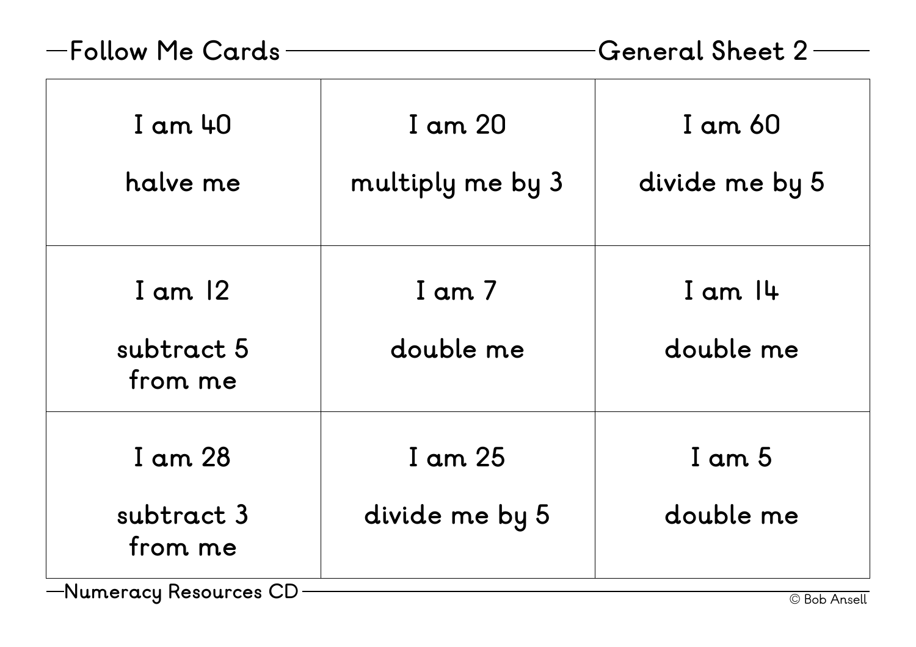## Follow Me Cards — General Sheet 2

| | | |
|---|---|---|
| I am 40<br><br>halve me | I am 20<br><br>multiply me by 3 | I am 60<br><br>divide me by 5 |
| I am 12<br><br>subtract 5 from me | I am 7<br><br>double me | I am 14<br><br>double me |
| I am 28<br><br>subtract 3 from me | I am 25<br><br>divide me by 5 | I am 5<br><br>double me |

Numeracy Resources CD

© Bob Ansell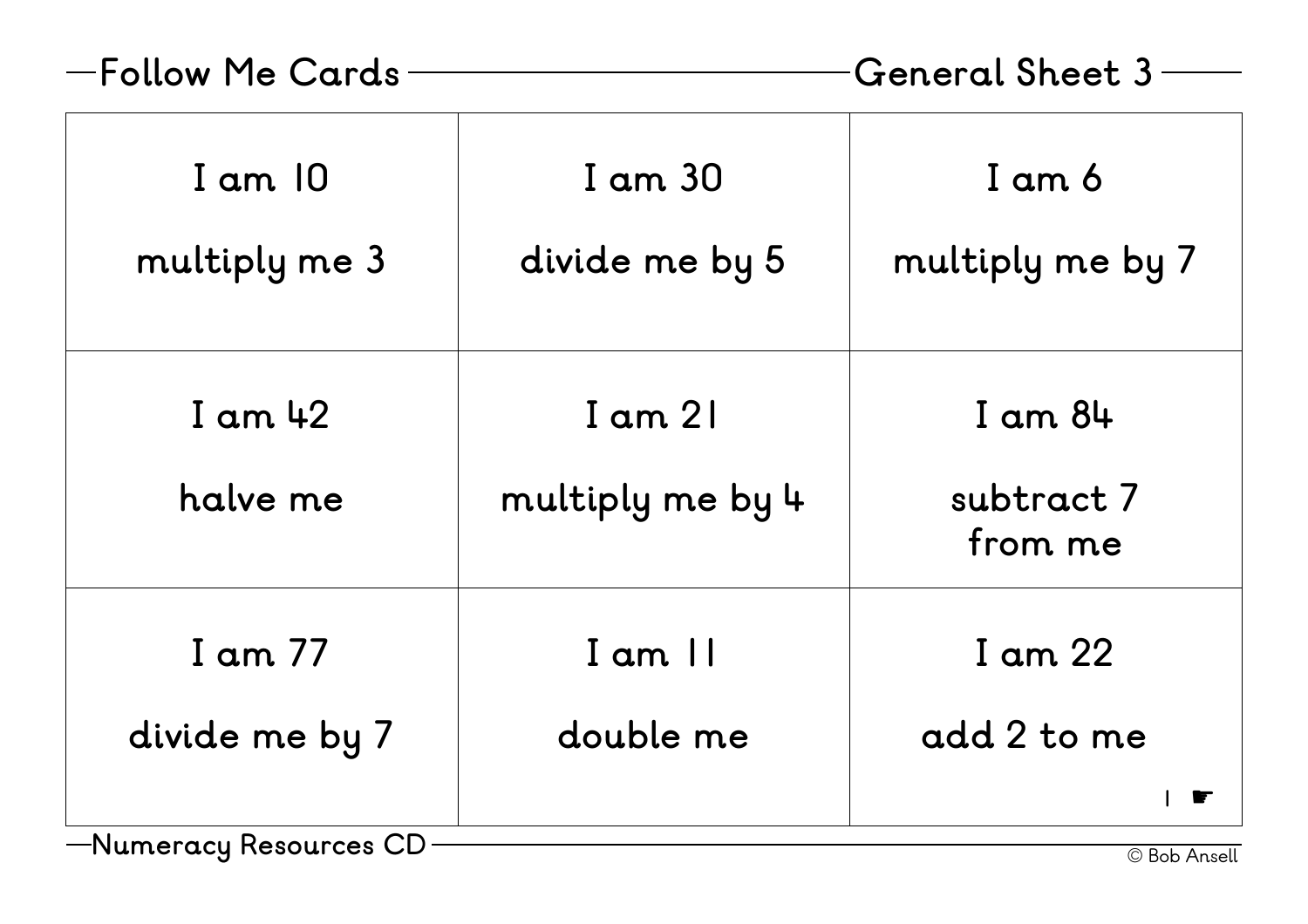# Follow Me Cards — General Sheet 3

| | | |
|---|---|---|
| I am 10<br><br>multiply me 3 | I am 30<br><br>divide me by 5 | I am 6<br><br>multiply me by 7 |
| I am 42<br><br>halve me | I am 21<br><br>multiply me by 4 | I am 84<br><br>subtract 7 from me |
| I am 77<br><br>divide me by 7 | I am 11<br><br>double me | I am 22<br><br>add 2 to me<br><br>1 ☛ |

Numeracy Resources CD

© Bob Ansell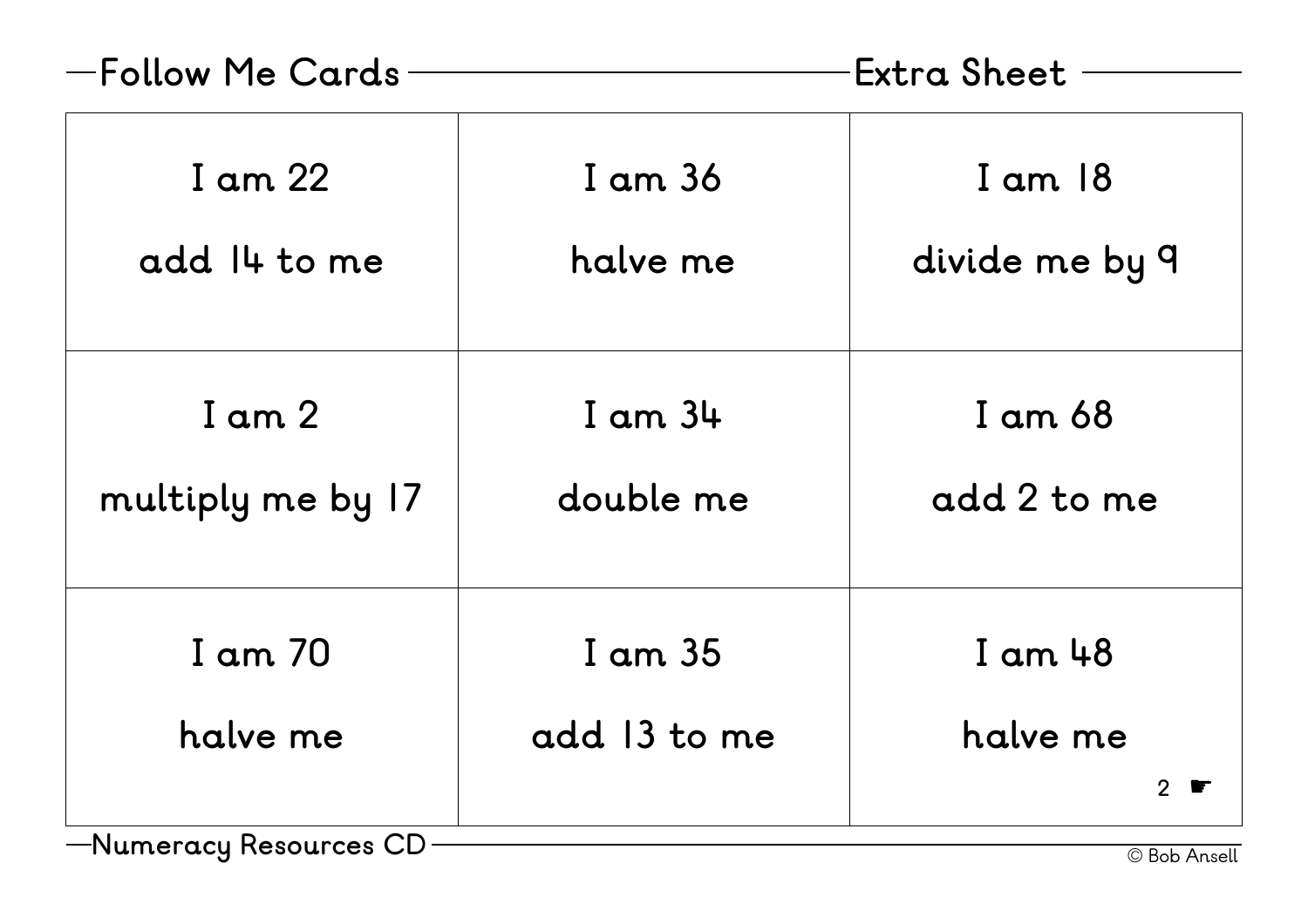Follow Me Cards — Extra Sheet

| | | |
|---|---|---|
| I am 22<br><br>add 14 to me | I am 36<br><br>halve me | I am 18<br><br>divide me by 9 |
| I am 2<br><br>multiply me by 17 | I am 34<br><br>double me | I am 68<br><br>add 2 to me |
| I am 70<br><br>halve me | I am 35<br><br>add 13 to me | I am 48<br><br>halve me |

Numeracy Resources CD

© Bob Ansell